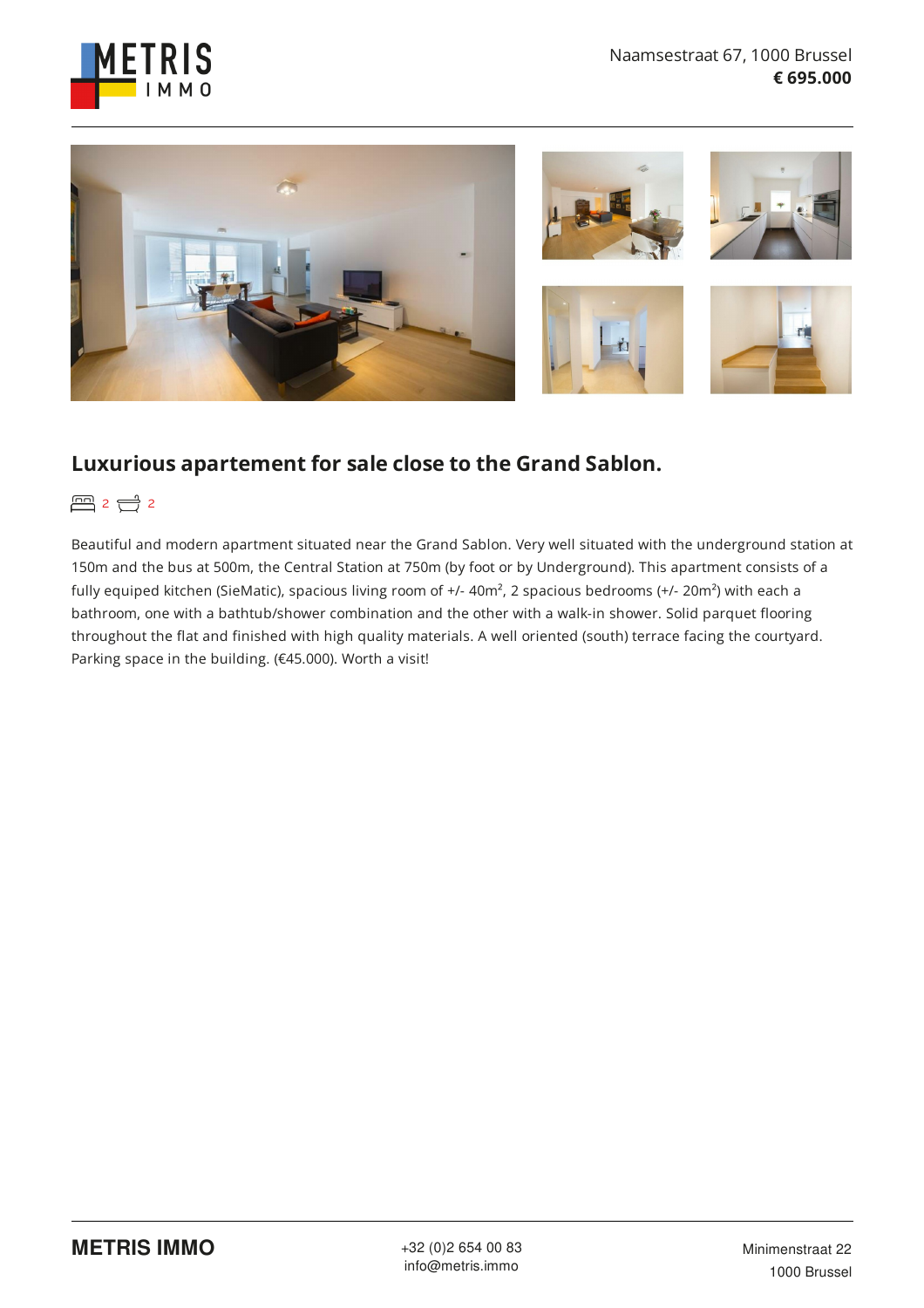METRIS IMMO

Naamsestraat 67, 1000 Brussel
**€ 695.000**

## Luxurious apartement for sale close to the Grand Sablon.

2 2

Beautiful and modern apartment situated near the Grand Sablon. Very well situated with the underground station at 150m and the bus at 500m, the Central Station at 750m (by foot or by Underground). This apartment consists of a fully equiped kitchen (SieMatic), spacious living room of +/- 40m², 2 spacious bedrooms (+/- 20m²) with each a bathroom, one with a bathtub/shower combination and the other with a walk-in shower. Solid parquet flooring throughout the flat and finished with high quality materials. A well oriented (south) terrace facing the courtyard. Parking space in the building. (€45.000). Worth a visit!

**METRIS IMMO**

+32 (0)2 654 00 83
info@metris.immo

Minimenstraat 22
1000 Brussel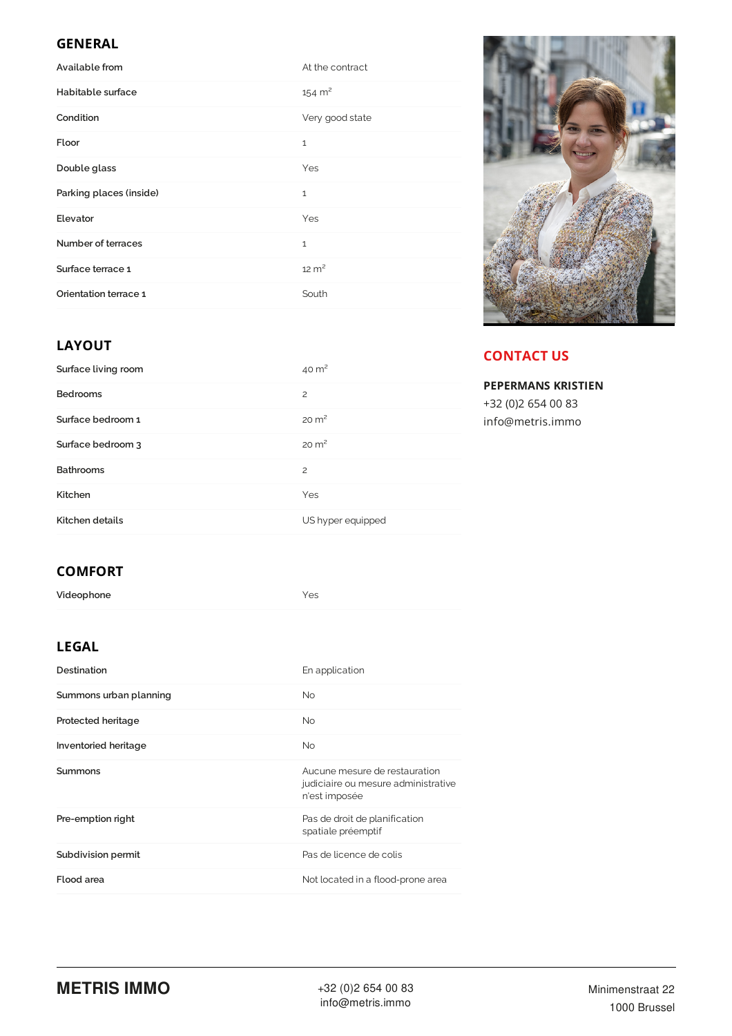## GENERAL

| | |
|---|---|
| Available from | At the contract |
| Habitable surface | 154 m² |
| Condition | Very good state |
| Floor | 1 |
| Double glass | Yes |
| Parking places (inside) | 1 |
| Elevator | Yes |
| Number of terraces | 1 |
| Surface terrace 1 | 12 m² |
| Orientation terrace 1 | South |

## LAYOUT

| | |
|---|---|
| Surface living room | 40 m² |
| Bedrooms | 2 |
| Surface bedroom 1 | 20 m² |
| Surface bedroom 3 | 20 m² |
| Bathrooms | 2 |
| Kitchen | Yes |
| Kitchen details | US hyper equipped |

## COMFORT

| | |
|---|---|
| Videophone | Yes |

## LEGAL

| | |
|---|---|
| Destination | En application |
| Summons urban planning | No |
| Protected heritage | No |
| Inventoried heritage | No |
| Summons | Aucune mesure de restauration judiciaire ou mesure administrative n'est imposée |
| Pre-emption right | Pas de droit de planification spatiale préemptif |
| Subdivision permit | Pas de licence de colis |
| Flood area | Not located in a flood-prone area |

## CONTACT US

**PEPERMANS KRISTIEN**
+32 (0)2 654 00 83
info@metris.immo

**METRIS IMMO**

+32 (0)2 654 00 83
info@metris.immo

Minimenstraat 22
1000 Brussel